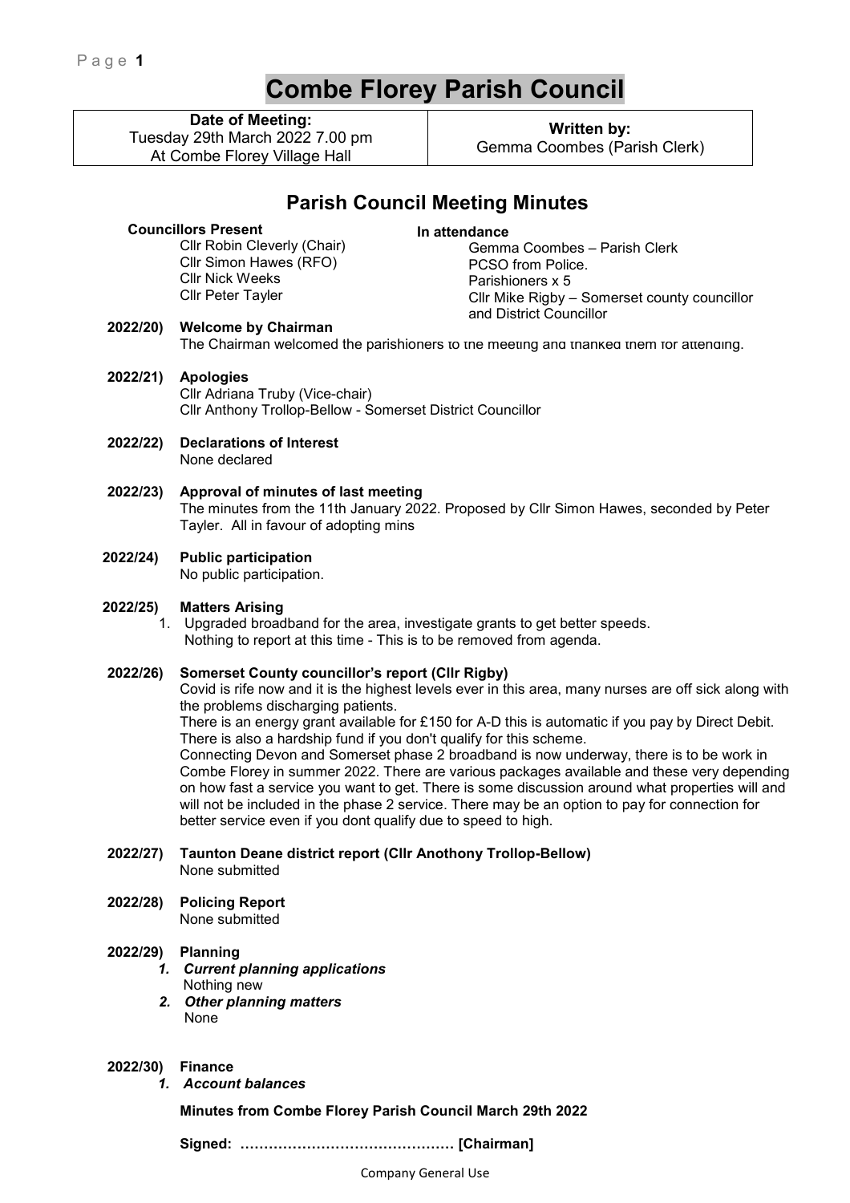# Combe Florey Parish Council

| Date of Meeting: Tuesday 29th March 2022 7.00 pm At Combe Florey Village Hall | Written by: Gemma Coombes (Parish Clerk) |
|---|---|

## Parish Council Meeting Minutes

**Councillors Present**
Cllr Robin Cleverly (Chair)
Cllr Simon Hawes (RFO)
Cllr Nick Weeks
Cllr Peter Tayler

**In attendance**
Gemma Coombes – Parish Clerk
PCSO from Police.
Parishioners x 5
Cllr Mike Rigby – Somerset county councillor and District Councillor

**2022/20) Welcome by Chairman**
The Chairman welcomed the parishioners to the meeting and thanked them for attending.

**2022/21) Apologies**
Cllr Adriana Truby (Vice-chair)
Cllr Anthony Trollop-Bellow - Somerset District Councillor

**2022/22) Declarations of Interest**
None declared

**2022/23) Approval of minutes of last meeting**
The minutes from the 11th January 2022. Proposed by Cllr Simon Hawes, seconded by Peter Tayler. All in favour of adopting mins

**2022/24) Public participation**
No public participation.

**2022/25) Matters Arising**

1. Upgraded broadband for the area, investigate grants to get better speeds.
   Nothing to report at this time - This is to be removed from agenda.

**2022/26) Somerset County councillor's report (Cllr Rigby)**
Covid is rife now and it is the highest levels ever in this area, many nurses are off sick along with the problems discharging patients.
There is an energy grant available for £150 for A-D this is automatic if you pay by Direct Debit. There is also a hardship fund if you don't qualify for this scheme.
Connecting Devon and Somerset phase 2 broadband is now underway, there is to be work in Combe Florey in summer 2022. There are various packages available and these very depending on how fast a service you want to get. There is some discussion around what properties will and will not be included in the phase 2 service. There may be an option to pay for connection for better service even if you dont qualify due to speed to high.

**2022/27) Taunton Deane district report (Cllr Anothony Trollop-Bellow)**
None submitted

**2022/28) Policing Report**
None submitted

**2022/29) Planning**

1. ***Current planning applications***
   Nothing new
2. ***Other planning matters***
   None

**2022/30) Finance**

1. ***Account balances***

**Minutes from Combe Florey Parish Council March 29th 2022**

**Signed: ……………………………………… [Chairman]**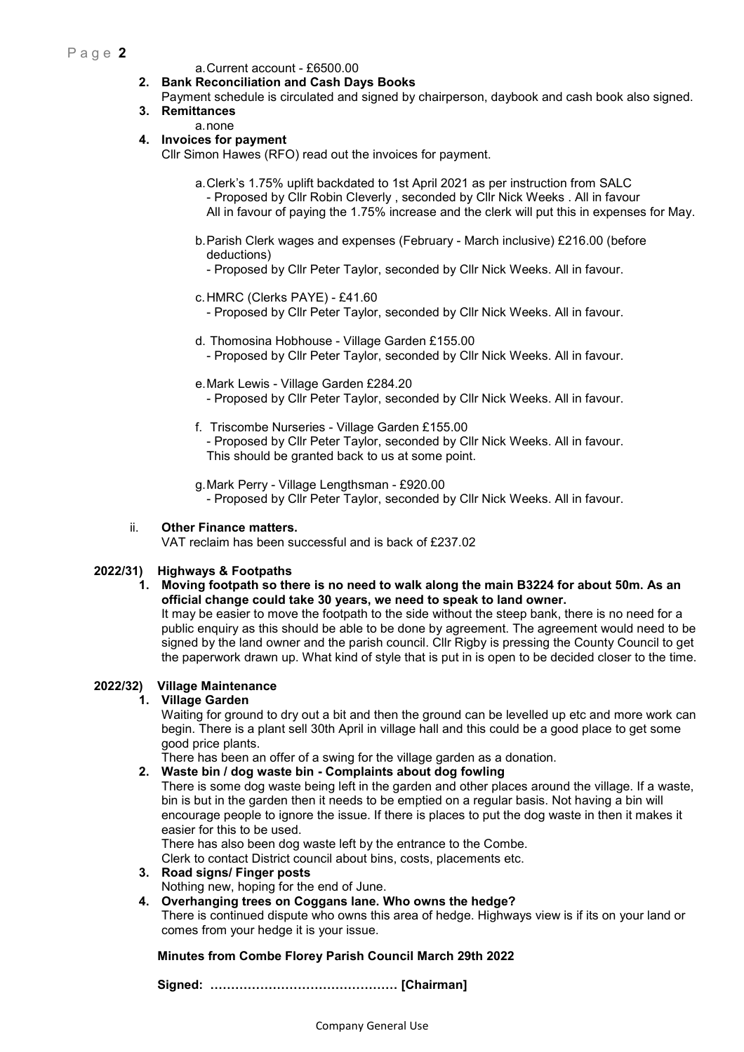a. Current account - £6500.00

2. **Bank Reconciliation and Cash Days Books**
   Payment schedule is circulated and signed by chairperson, daybook and cash book also signed.
3. **Remittances**
   a. none
4. **Invoices for payment**
   Cllr Simon Hawes (RFO) read out the invoices for payment.

   a. Clerk's 1.75% uplift backdated to 1st April 2021 as per instruction from SALC
      - Proposed by Cllr Robin Cleverly , seconded by Cllr Nick Weeks . All in favour
      All in favour of paying the 1.75% increase and the clerk will put this in expenses for May.

   b. Parish Clerk wages and expenses (February - March inclusive) £216.00 (before deductions)
      - Proposed by Cllr Peter Taylor, seconded by Cllr Nick Weeks. All in favour.

   c. HMRC (Clerks PAYE) - £41.60
      - Proposed by Cllr Peter Taylor, seconded by Cllr Nick Weeks. All in favour.

   d. Thomosina Hobhouse - Village Garden £155.00
      - Proposed by Cllr Peter Taylor, seconded by Cllr Nick Weeks. All in favour.

   e. Mark Lewis - Village Garden £284.20
      - Proposed by Cllr Peter Taylor, seconded by Cllr Nick Weeks. All in favour.

   f. Triscombe Nurseries - Village Garden £155.00
      - Proposed by Cllr Peter Taylor, seconded by Cllr Nick Weeks. All in favour.
      This should be granted back to us at some point.

   g. Mark Perry - Village Lengthsman - £920.00
      - Proposed by Cllr Peter Taylor, seconded by Cllr Nick Weeks. All in favour.

ii. **Other Finance matters.**
VAT reclaim has been successful and is back of £237.02

**2022/31) Highways & Footpaths**

1. **Moving footpath so there is no need to walk along the main B3224 for about 50m. As an official change could take 30 years, we need to speak to land owner.**
   It may be easier to move the footpath to the side without the steep bank, there is no need for a public enquiry as this should be able to be done by agreement. The agreement would need to be signed by the land owner and the parish council. Cllr Rigby is pressing the County Council to get the paperwork drawn up. What kind of style that is put in is open to be decided closer to the time.

**2022/32) Village Maintenance**

1. **Village Garden**
   Waiting for ground to dry out a bit and then the ground can be levelled up etc and more work can begin. There is a plant sell 30th April in village hall and this could be a good place to get some good price plants.
   There has been an offer of a swing for the village garden as a donation.
2. **Waste bin / dog waste bin - Complaints about dog fowling**
   There is some dog waste being left in the garden and other places around the village. If a waste, bin is but in the garden then it needs to be emptied on a regular basis. Not having a bin will encourage people to ignore the issue. If there is places to put the dog waste in then it makes it easier for this to be used.
   There has also been dog waste left by the entrance to the Combe.
   Clerk to contact District council about bins, costs, placements etc.
3. **Road signs/ Finger posts**
   Nothing new, hoping for the end of June.
4. **Overhanging trees on Coggans lane. Who owns the hedge?**
   There is continued dispute who owns this area of hedge. Highways view is if its on your land or comes from your hedge it is your issue.

**Minutes from Combe Florey Parish Council March 29th 2022**

**Signed: ……………………………………… [Chairman]**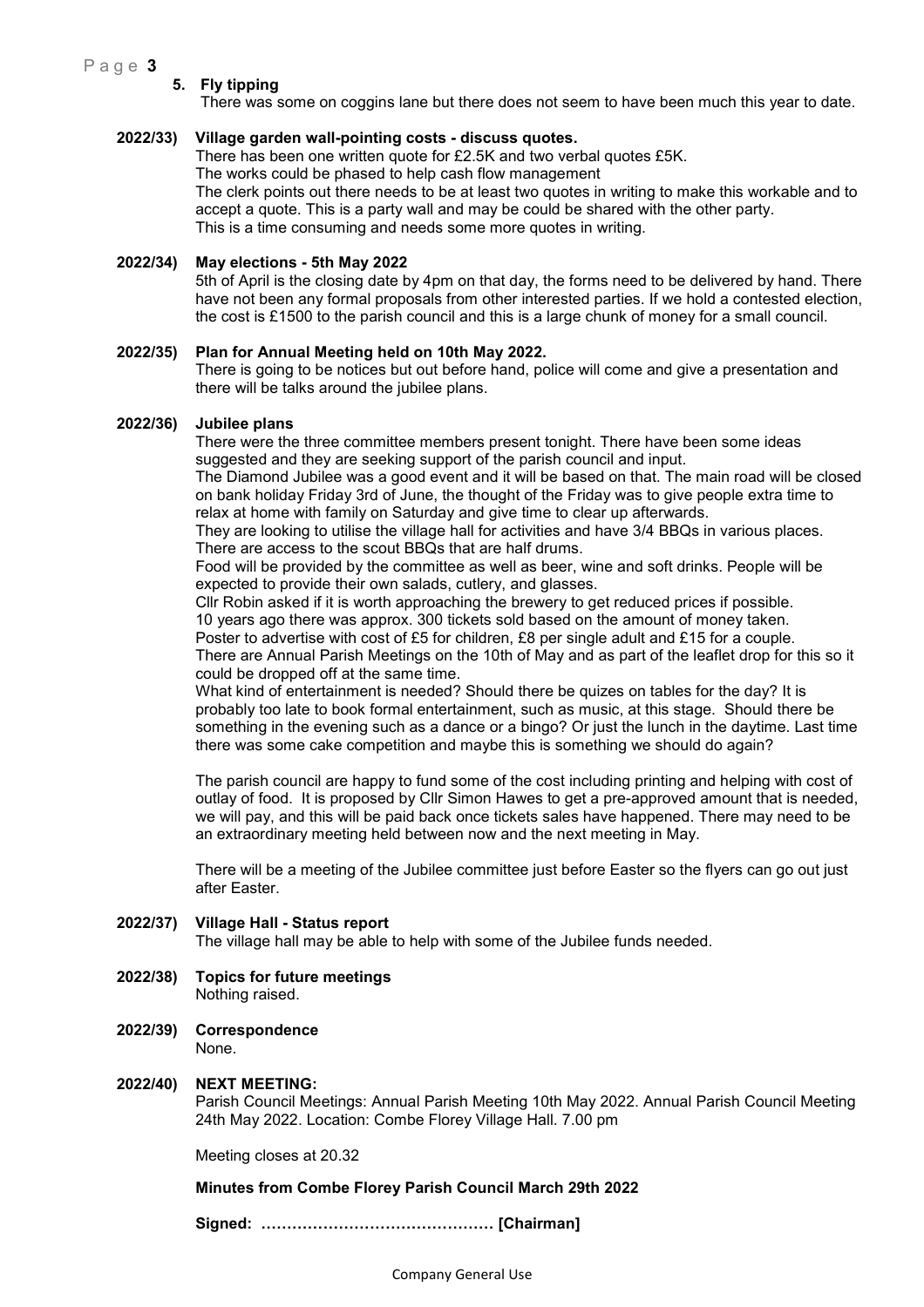**5. Fly tipping**

There was some on coggins lane but there does not seem to have been much this year to date.

**2022/33) Village garden wall-pointing costs - discuss quotes.**

There has been one written quote for £2.5K and two verbal quotes £5K.
The works could be phased to help cash flow management
The clerk points out there needs to be at least two quotes in writing to make this workable and to accept a quote. This is a party wall and may be could be shared with the other party.
This is a time consuming and needs some more quotes in writing.

**2022/34) May elections - 5th May 2022**

5th of April is the closing date by 4pm on that day, the forms need to be delivered by hand. There have not been any formal proposals from other interested parties. If we hold a contested election, the cost is £1500 to the parish council and this is a large chunk of money for a small council.

**2022/35) Plan for Annual Meeting held on 10th May 2022.**

There is going to be notices but out before hand, police will come and give a presentation and there will be talks around the jubilee plans.

**2022/36) Jubilee plans**

There were the three committee members present tonight. There have been some ideas suggested and they are seeking support of the parish council and input.
The Diamond Jubilee was a good event and it will be based on that. The main road will be closed on bank holiday Friday 3rd of June, the thought of the Friday was to give people extra time to relax at home with family on Saturday and give time to clear up afterwards.
They are looking to utilise the village hall for activities and have 3/4 BBQs in various places.
There are access to the scout BBQs that are half drums.
Food will be provided by the committee as well as beer, wine and soft drinks. People will be expected to provide their own salads, cutlery, and glasses.
Cllr Robin asked if it is worth approaching the brewery to get reduced prices if possible.
10 years ago there was approx. 300 tickets sold based on the amount of money taken.
Poster to advertise with cost of £5 for children, £8 per single adult and £15 for a couple.
There are Annual Parish Meetings on the 10th of May and as part of the leaflet drop for this so it could be dropped off at the same time.
What kind of entertainment is needed? Should there be quizes on tables for the day? It is probably too late to book formal entertainment, such as music, at this stage. Should there be something in the evening such as a dance or a bingo? Or just the lunch in the daytime. Last time there was some cake competition and maybe this is something we should do again?

The parish council are happy to fund some of the cost including printing and helping with cost of outlay of food. It is proposed by Cllr Simon Hawes to get a pre-approved amount that is needed, we will pay, and this will be paid back once tickets sales have happened. There may need to be an extraordinary meeting held between now and the next meeting in May.

There will be a meeting of the Jubilee committee just before Easter so the flyers can go out just after Easter.

**2022/37) Village Hall - Status report**

The village hall may be able to help with some of the Jubilee funds needed.

**2022/38) Topics for future meetings**

Nothing raised.

**2022/39) Correspondence**

None.

**2022/40) NEXT MEETING:**

Parish Council Meetings: Annual Parish Meeting 10th May 2022. Annual Parish Council Meeting 24th May 2022. Location: Combe Florey Village Hall. 7.00 pm

Meeting closes at 20.32

**Minutes from Combe Florey Parish Council March 29th 2022**

**Signed: ……………………………………… [Chairman]**

Company General Use